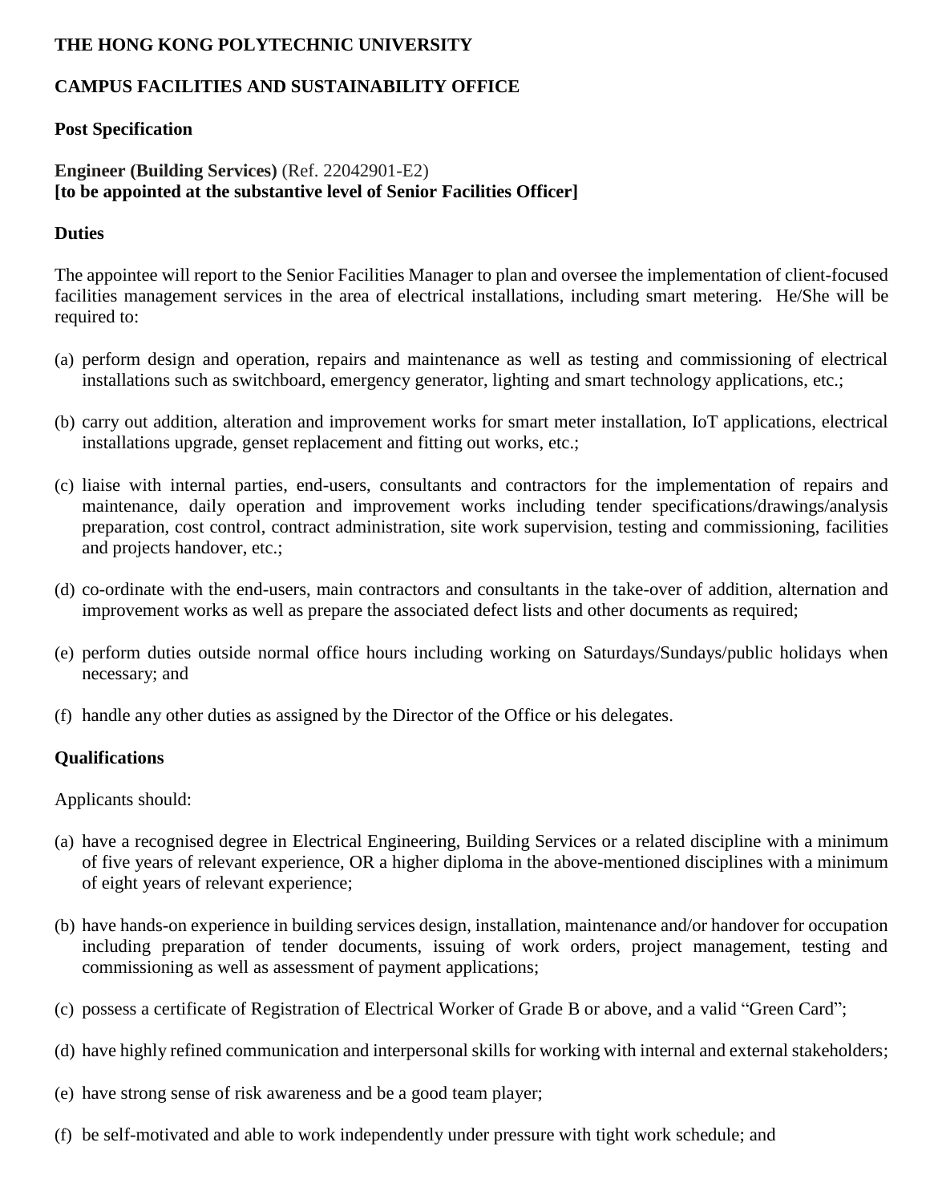**THE HONG KONG POLYTECHNIC UNIVERSITY**

**CAMPUS FACILITIES AND SUSTAINABILITY OFFICE**

**Post Specification**

**Engineer (Building Services)** (Ref. 22042901-E2)
**[to be appointed at the substantive level of Senior Facilities Officer]**

**Duties**

The appointee will report to the Senior Facilities Manager to plan and oversee the implementation of client-focused facilities management services in the area of electrical installations, including smart metering. He/She will be required to:

(a) perform design and operation, repairs and maintenance as well as testing and commissioning of electrical installations such as switchboard, emergency generator, lighting and smart technology applications, etc.;

(b) carry out addition, alteration and improvement works for smart meter installation, IoT applications, electrical installations upgrade, genset replacement and fitting out works, etc.;

(c) liaise with internal parties, end-users, consultants and contractors for the implementation of repairs and maintenance, daily operation and improvement works including tender specifications/drawings/analysis preparation, cost control, contract administration, site work supervision, testing and commissioning, facilities and projects handover, etc.;

(d) co-ordinate with the end-users, main contractors and consultants in the take-over of addition, alternation and improvement works as well as prepare the associated defect lists and other documents as required;

(e) perform duties outside normal office hours including working on Saturdays/Sundays/public holidays when necessary; and

(f) handle any other duties as assigned by the Director of the Office or his delegates.

**Qualifications**

Applicants should:

(a) have a recognised degree in Electrical Engineering, Building Services or a related discipline with a minimum of five years of relevant experience, OR a higher diploma in the above-mentioned disciplines with a minimum of eight years of relevant experience;

(b) have hands-on experience in building services design, installation, maintenance and/or handover for occupation including preparation of tender documents, issuing of work orders, project management, testing and commissioning as well as assessment of payment applications;

(c) possess a certificate of Registration of Electrical Worker of Grade B or above, and a valid "Green Card";

(d) have highly refined communication and interpersonal skills for working with internal and external stakeholders;

(e) have strong sense of risk awareness and be a good team player;

(f) be self-motivated and able to work independently under pressure with tight work schedule; and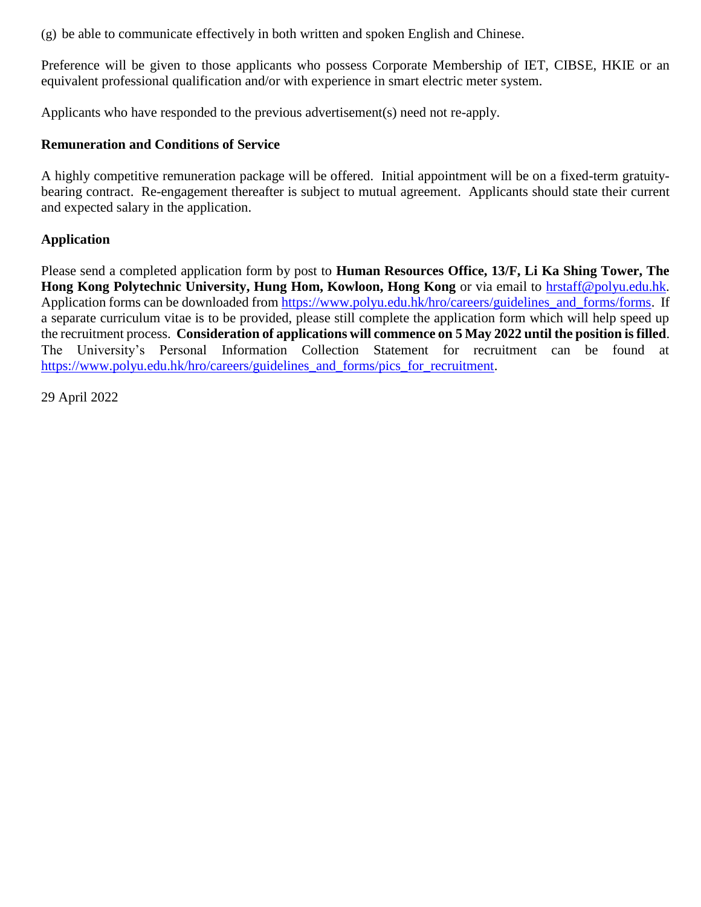(g) be able to communicate effectively in both written and spoken English and Chinese.

Preference will be given to those applicants who possess Corporate Membership of IET, CIBSE, HKIE or an equivalent professional qualification and/or with experience in smart electric meter system.

Applicants who have responded to the previous advertisement(s) need not re-apply.

### Remuneration and Conditions of Service

A highly competitive remuneration package will be offered. Initial appointment will be on a fixed-term gratuity-bearing contract. Re-engagement thereafter is subject to mutual agreement. Applicants should state their current and expected salary in the application.

### Application

Please send a completed application form by post to **Human Resources Office, 13/F, Li Ka Shing Tower, The Hong Kong Polytechnic University, Hung Hom, Kowloon, Hong Kong** or via email to hrstaff@polyu.edu.hk. Application forms can be downloaded from https://www.polyu.edu.hk/hro/careers/guidelines_and_forms/forms. If a separate curriculum vitae is to be provided, please still complete the application form which will help speed up the recruitment process. **Consideration of applications will commence on 5 May 2022 until the position is filled**. The University's Personal Information Collection Statement for recruitment can be found at https://www.polyu.edu.hk/hro/careers/guidelines_and_forms/pics_for_recruitment.

29 April 2022